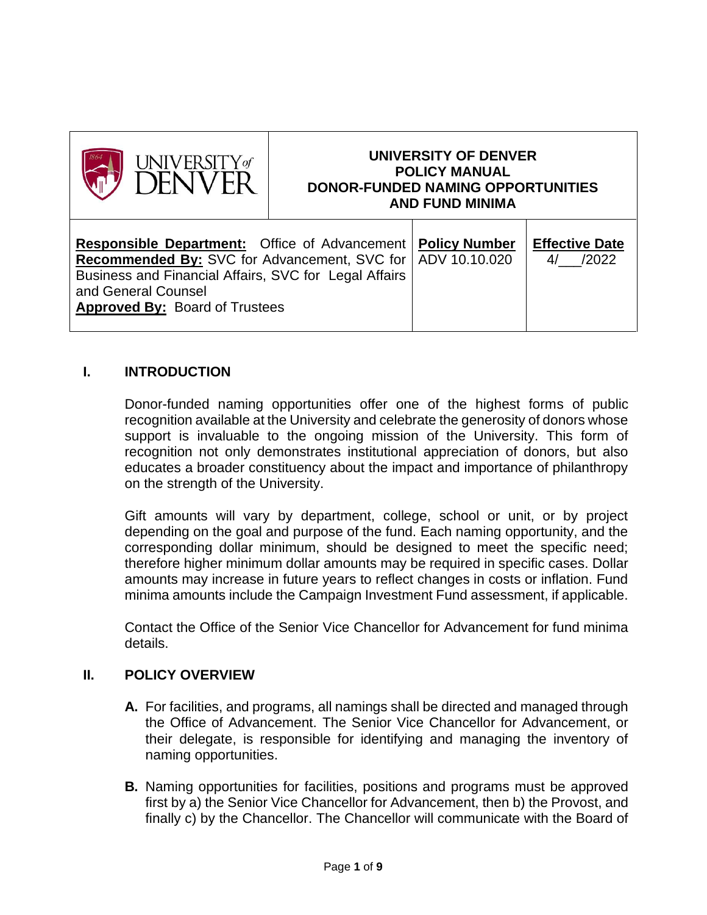| UNIVERSITY of DENVER | UNIVERSITY OF DENVER POLICY MANUAL DONOR-FUNDED NAMING OPPORTUNITIES AND FUND MINIMA | | |
|---|---|---|---|
| **Responsible Department:** Office of Advancement **Recommended By:** SVC for Advancement, SVC for Business and Financial Affairs, SVC for Legal Affairs and General Counsel **Approved By:** Board of Trustees | | **Policy Number** ADV 10.10.020 | **Effective Date** 4/___/2022 |

## I. INTRODUCTION

Donor-funded naming opportunities offer one of the highest forms of public recognition available at the University and celebrate the generosity of donors whose support is invaluable to the ongoing mission of the University. This form of recognition not only demonstrates institutional appreciation of donors, but also educates a broader constituency about the impact and importance of philanthropy on the strength of the University.

Gift amounts will vary by department, college, school or unit, or by project depending on the goal and purpose of the fund. Each naming opportunity, and the corresponding dollar minimum, should be designed to meet the specific need; therefore higher minimum dollar amounts may be required in specific cases. Dollar amounts may increase in future years to reflect changes in costs or inflation. Fund minima amounts include the Campaign Investment Fund assessment, if applicable.

Contact the Office of the Senior Vice Chancellor for Advancement for fund minima details.

## II. POLICY OVERVIEW

**A.** For facilities, and programs, all namings shall be directed and managed through the Office of Advancement. The Senior Vice Chancellor for Advancement, or their delegate, is responsible for identifying and managing the inventory of naming opportunities.

**B.** Naming opportunities for facilities, positions and programs must be approved first by a) the Senior Vice Chancellor for Advancement, then b) the Provost, and finally c) by the Chancellor. The Chancellor will communicate with the Board of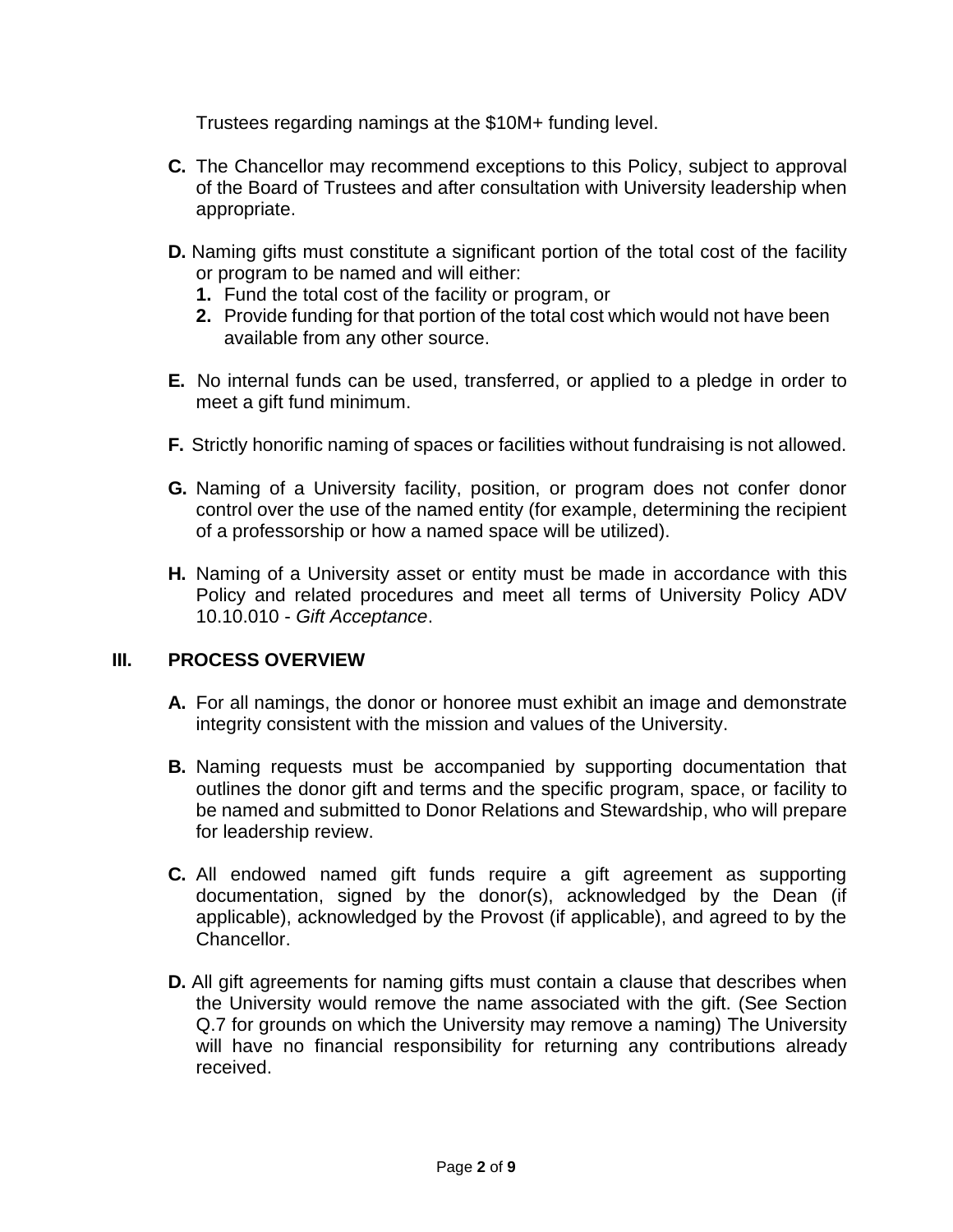Trustees regarding namings at the $10M+ funding level.

**C.** The Chancellor may recommend exceptions to this Policy, subject to approval of the Board of Trustees and after consultation with University leadership when appropriate.

**D.** Naming gifts must constitute a significant portion of the total cost of the facility or program to be named and will either:

1. Fund the total cost of the facility or program, or
2. Provide funding for that portion of the total cost which would not have been available from any other source.

**E.** No internal funds can be used, transferred, or applied to a pledge in order to meet a gift fund minimum.

**F.** Strictly honorific naming of spaces or facilities without fundraising is not allowed.

**G.** Naming of a University facility, position, or program does not confer donor control over the use of the named entity (for example, determining the recipient of a professorship or how a named space will be utilized).

**H.** Naming of a University asset or entity must be made in accordance with this Policy and related procedures and meet all terms of University Policy ADV 10.10.010 - *Gift Acceptance*.

## III. PROCESS OVERVIEW

**A.** For all namings, the donor or honoree must exhibit an image and demonstrate integrity consistent with the mission and values of the University.

**B.** Naming requests must be accompanied by supporting documentation that outlines the donor gift and terms and the specific program, space, or facility to be named and submitted to Donor Relations and Stewardship, who will prepare for leadership review.

**C.** All endowed named gift funds require a gift agreement as supporting documentation, signed by the donor(s), acknowledged by the Dean (if applicable), acknowledged by the Provost (if applicable), and agreed to by the Chancellor.

**D.** All gift agreements for naming gifts must contain a clause that describes when the University would remove the name associated with the gift. (See Section Q.7 for grounds on which the University may remove a naming) The University will have no financial responsibility for returning any contributions already received.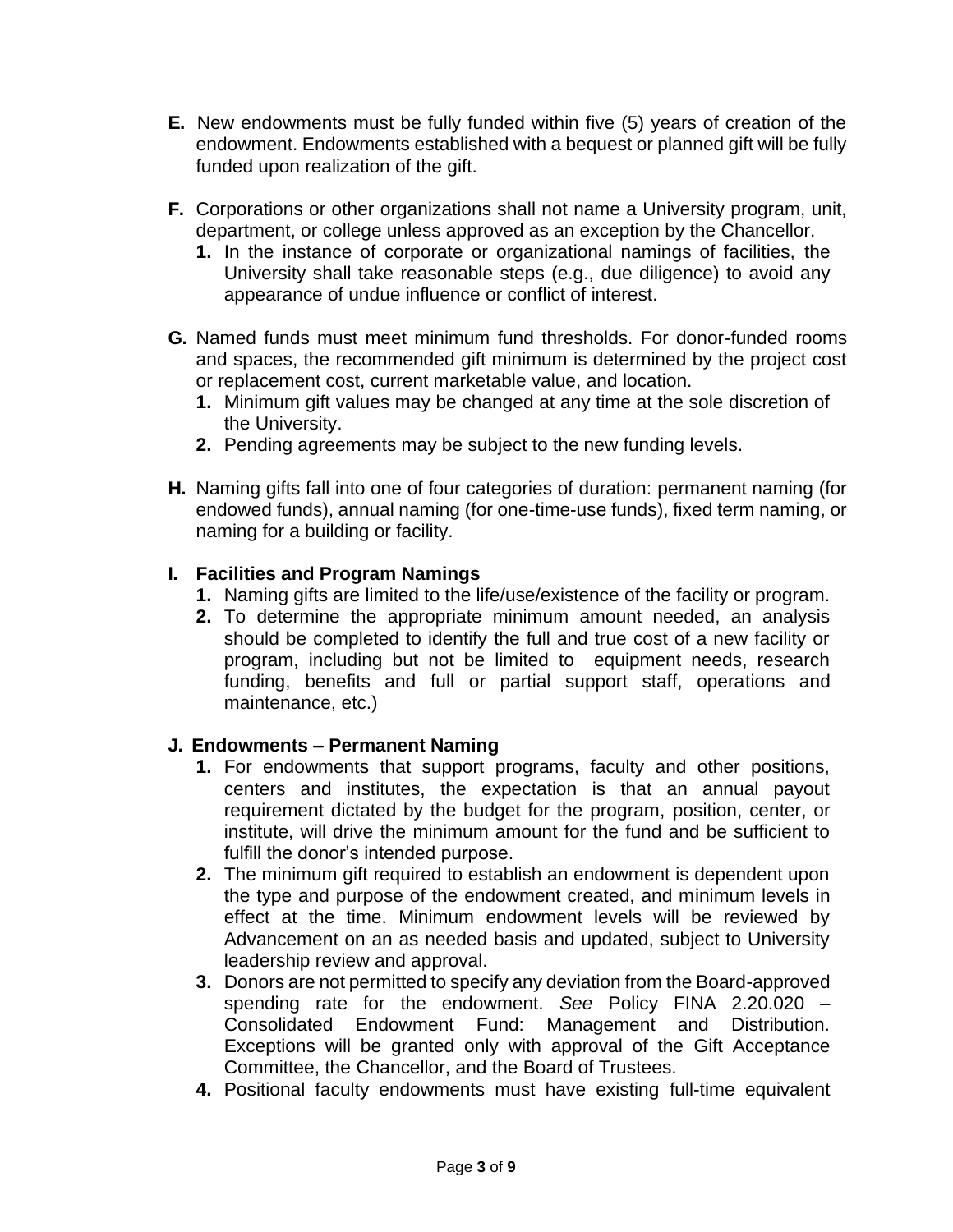**E.** New endowments must be fully funded within five (5) years of creation of the endowment. Endowments established with a bequest or planned gift will be fully funded upon realization of the gift.

**F.** Corporations or other organizations shall not name a University program, unit, department, or college unless approved as an exception by the Chancellor.

1. In the instance of corporate or organizational namings of facilities, the University shall take reasonable steps (e.g., due diligence) to avoid any appearance of undue influence or conflict of interest.

**G.** Named funds must meet minimum fund thresholds. For donor-funded rooms and spaces, the recommended gift minimum is determined by the project cost or replacement cost, current marketable value, and location.

1. Minimum gift values may be changed at any time at the sole discretion of the University.
2. Pending agreements may be subject to the new funding levels.

**H.** Naming gifts fall into one of four categories of duration: permanent naming (for endowed funds), annual naming (for one-time-use funds), fixed term naming, or naming for a building or facility.

**I. Facilities and Program Namings**

1. Naming gifts are limited to the life/use/existence of the facility or program.
2. To determine the appropriate minimum amount needed, an analysis should be completed to identify the full and true cost of a new facility or program, including but not be limited to equipment needs, research funding, benefits and full or partial support staff, operations and maintenance, etc.)

**J. Endowments – Permanent Naming**

1. For endowments that support programs, faculty and other positions, centers and institutes, the expectation is that an annual payout requirement dictated by the budget for the program, position, center, or institute, will drive the minimum amount for the fund and be sufficient to fulfill the donor's intended purpose.
2. The minimum gift required to establish an endowment is dependent upon the type and purpose of the endowment created, and minimum levels in effect at the time. Minimum endowment levels will be reviewed by Advancement on an as needed basis and updated, subject to University leadership review and approval.
3. Donors are not permitted to specify any deviation from the Board-approved spending rate for the endowment. *See* Policy FINA 2.20.020 – Consolidated Endowment Fund: Management and Distribution. Exceptions will be granted only with approval of the Gift Acceptance Committee, the Chancellor, and the Board of Trustees.
4. Positional faculty endowments must have existing full-time equivalent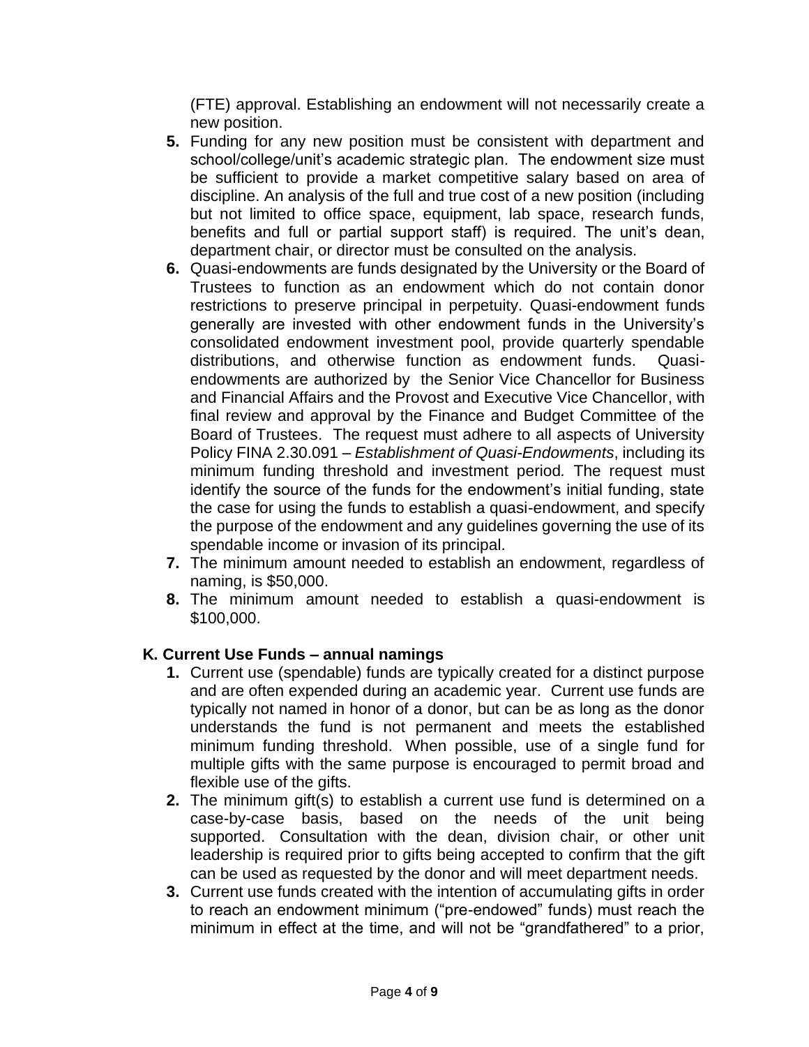(FTE) approval. Establishing an endowment will not necessarily create a new position.

5. Funding for any new position must be consistent with department and school/college/unit's academic strategic plan. The endowment size must be sufficient to provide a market competitive salary based on area of discipline. An analysis of the full and true cost of a new position (including but not limited to office space, equipment, lab space, research funds, benefits and full or partial support staff) is required. The unit's dean, department chair, or director must be consulted on the analysis.
6. Quasi-endowments are funds designated by the University or the Board of Trustees to function as an endowment which do not contain donor restrictions to preserve principal in perpetuity. Quasi-endowment funds generally are invested with other endowment funds in the University's consolidated endowment investment pool, provide quarterly spendable distributions, and otherwise function as endowment funds. Quasi-endowments are authorized by the Senior Vice Chancellor for Business and Financial Affairs and the Provost and Executive Vice Chancellor, with final review and approval by the Finance and Budget Committee of the Board of Trustees. The request must adhere to all aspects of University Policy FINA 2.30.091 – *Establishment of Quasi-Endowments*, including its minimum funding threshold and investment period. The request must identify the source of the funds for the endowment's initial funding, state the case for using the funds to establish a quasi-endowment, and specify the purpose of the endowment and any guidelines governing the use of its spendable income or invasion of its principal.
7. The minimum amount needed to establish an endowment, regardless of naming, is $50,000.
8. The minimum amount needed to establish a quasi-endowment is $100,000.

### K. Current Use Funds – annual namings

1. Current use (spendable) funds are typically created for a distinct purpose and are often expended during an academic year. Current use funds are typically not named in honor of a donor, but can be as long as the donor understands the fund is not permanent and meets the established minimum funding threshold. When possible, use of a single fund for multiple gifts with the same purpose is encouraged to permit broad and flexible use of the gifts.
2. The minimum gift(s) to establish a current use fund is determined on a case-by-case basis, based on the needs of the unit being supported. Consultation with the dean, division chair, or other unit leadership is required prior to gifts being accepted to confirm that the gift can be used as requested by the donor and will meet department needs.
3. Current use funds created with the intention of accumulating gifts in order to reach an endowment minimum ("pre-endowed" funds) must reach the minimum in effect at the time, and will not be "grandfathered" to a prior,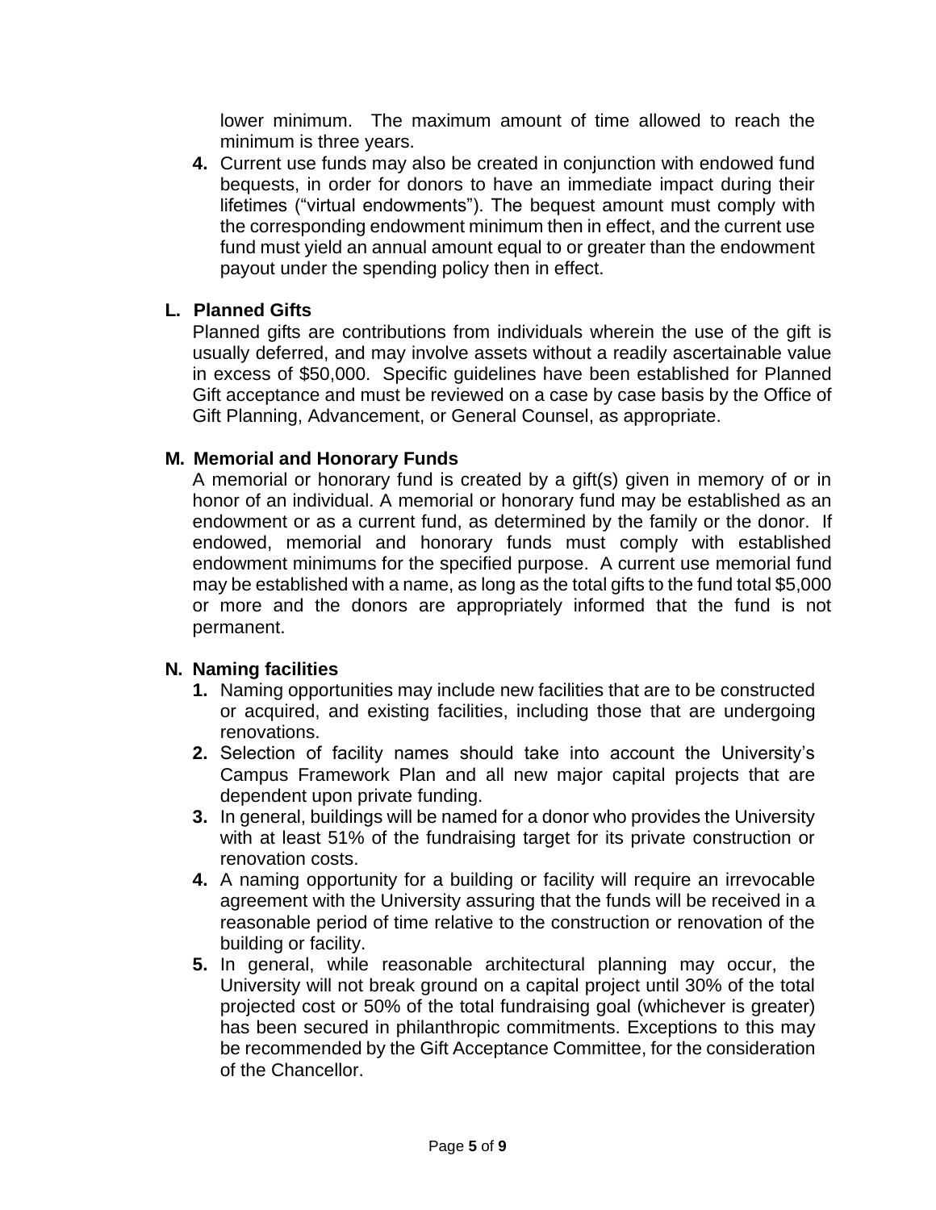lower minimum. The maximum amount of time allowed to reach the minimum is three years.

4. Current use funds may also be created in conjunction with endowed fund bequests, in order for donors to have an immediate impact during their lifetimes ("virtual endowments"). The bequest amount must comply with the corresponding endowment minimum then in effect, and the current use fund must yield an annual amount equal to or greater than the endowment payout under the spending policy then in effect.

### L. Planned Gifts

Planned gifts are contributions from individuals wherein the use of the gift is usually deferred, and may involve assets without a readily ascertainable value in excess of $50,000. Specific guidelines have been established for Planned Gift acceptance and must be reviewed on a case by case basis by the Office of Gift Planning, Advancement, or General Counsel, as appropriate.

### M. Memorial and Honorary Funds

A memorial or honorary fund is created by a gift(s) given in memory of or in honor of an individual. A memorial or honorary fund may be established as an endowment or as a current fund, as determined by the family or the donor. If endowed, memorial and honorary funds must comply with established endowment minimums for the specified purpose. A current use memorial fund may be established with a name, as long as the total gifts to the fund total $5,000 or more and the donors are appropriately informed that the fund is not permanent.

### N. Naming facilities

1. Naming opportunities may include new facilities that are to be constructed or acquired, and existing facilities, including those that are undergoing renovations.
2. Selection of facility names should take into account the University's Campus Framework Plan and all new major capital projects that are dependent upon private funding.
3. In general, buildings will be named for a donor who provides the University with at least 51% of the fundraising target for its private construction or renovation costs.
4. A naming opportunity for a building or facility will require an irrevocable agreement with the University assuring that the funds will be received in a reasonable period of time relative to the construction or renovation of the building or facility.
5. In general, while reasonable architectural planning may occur, the University will not break ground on a capital project until 30% of the total projected cost or 50% of the total fundraising goal (whichever is greater) has been secured in philanthropic commitments. Exceptions to this may be recommended by the Gift Acceptance Committee, for the consideration of the Chancellor.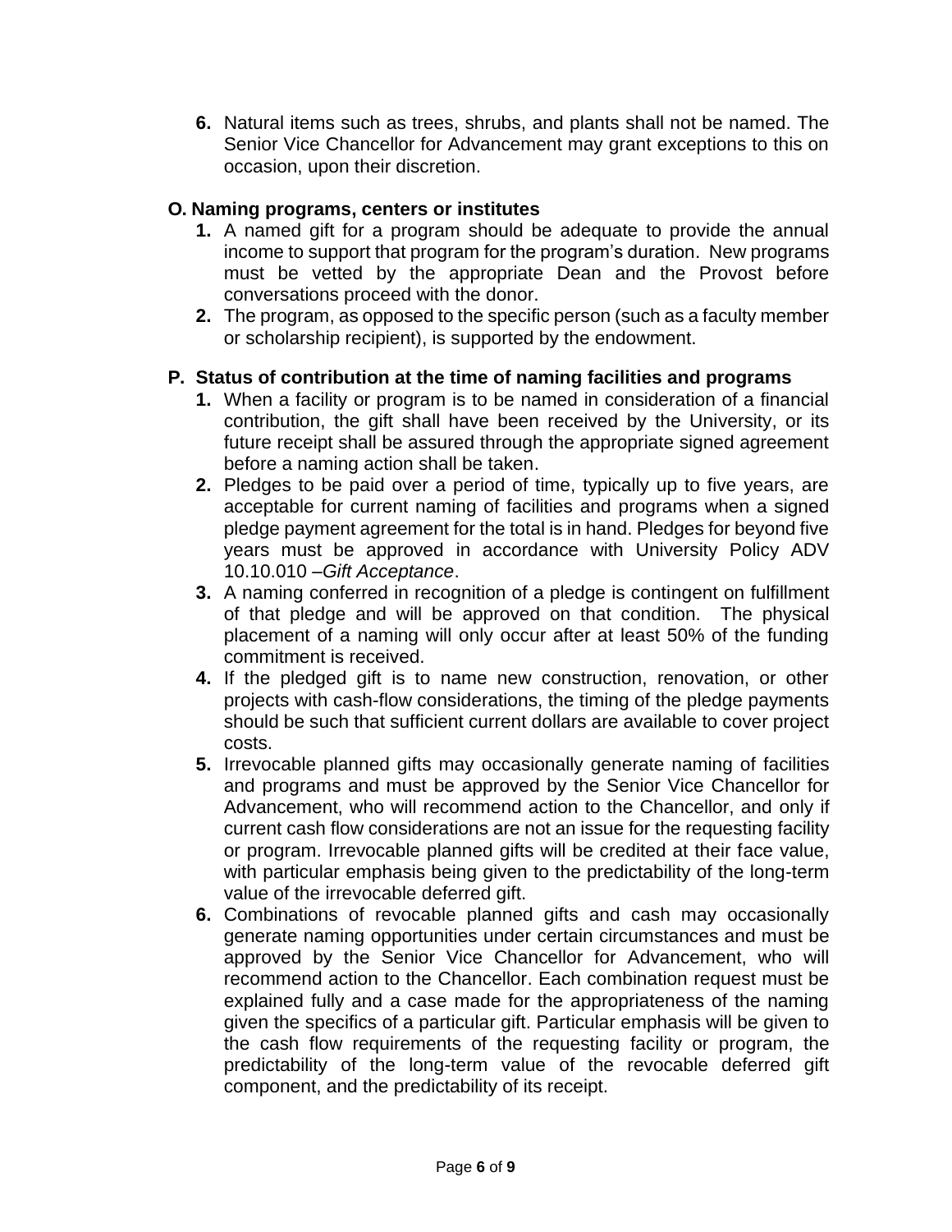6. Natural items such as trees, shrubs, and plants shall not be named. The Senior Vice Chancellor for Advancement may grant exceptions to this on occasion, upon their discretion.

### O. Naming programs, centers or institutes

1. A named gift for a program should be adequate to provide the annual income to support that program for the program's duration. New programs must be vetted by the appropriate Dean and the Provost before conversations proceed with the donor.
2. The program, as opposed to the specific person (such as a faculty member or scholarship recipient), is supported by the endowment.

### P. Status of contribution at the time of naming facilities and programs

1. When a facility or program is to be named in consideration of a financial contribution, the gift shall have been received by the University, or its future receipt shall be assured through the appropriate signed agreement before a naming action shall be taken.
2. Pledges to be paid over a period of time, typically up to five years, are acceptable for current naming of facilities and programs when a signed pledge payment agreement for the total is in hand. Pledges for beyond five years must be approved in accordance with University Policy ADV 10.10.010 –*Gift Acceptance*.
3. A naming conferred in recognition of a pledge is contingent on fulfillment of that pledge and will be approved on that condition. The physical placement of a naming will only occur after at least 50% of the funding commitment is received.
4. If the pledged gift is to name new construction, renovation, or other projects with cash-flow considerations, the timing of the pledge payments should be such that sufficient current dollars are available to cover project costs.
5. Irrevocable planned gifts may occasionally generate naming of facilities and programs and must be approved by the Senior Vice Chancellor for Advancement, who will recommend action to the Chancellor, and only if current cash flow considerations are not an issue for the requesting facility or program. Irrevocable planned gifts will be credited at their face value, with particular emphasis being given to the predictability of the long-term value of the irrevocable deferred gift.
6. Combinations of revocable planned gifts and cash may occasionally generate naming opportunities under certain circumstances and must be approved by the Senior Vice Chancellor for Advancement, who will recommend action to the Chancellor. Each combination request must be explained fully and a case made for the appropriateness of the naming given the specifics of a particular gift. Particular emphasis will be given to the cash flow requirements of the requesting facility or program, the predictability of the long-term value of the revocable deferred gift component, and the predictability of its receipt.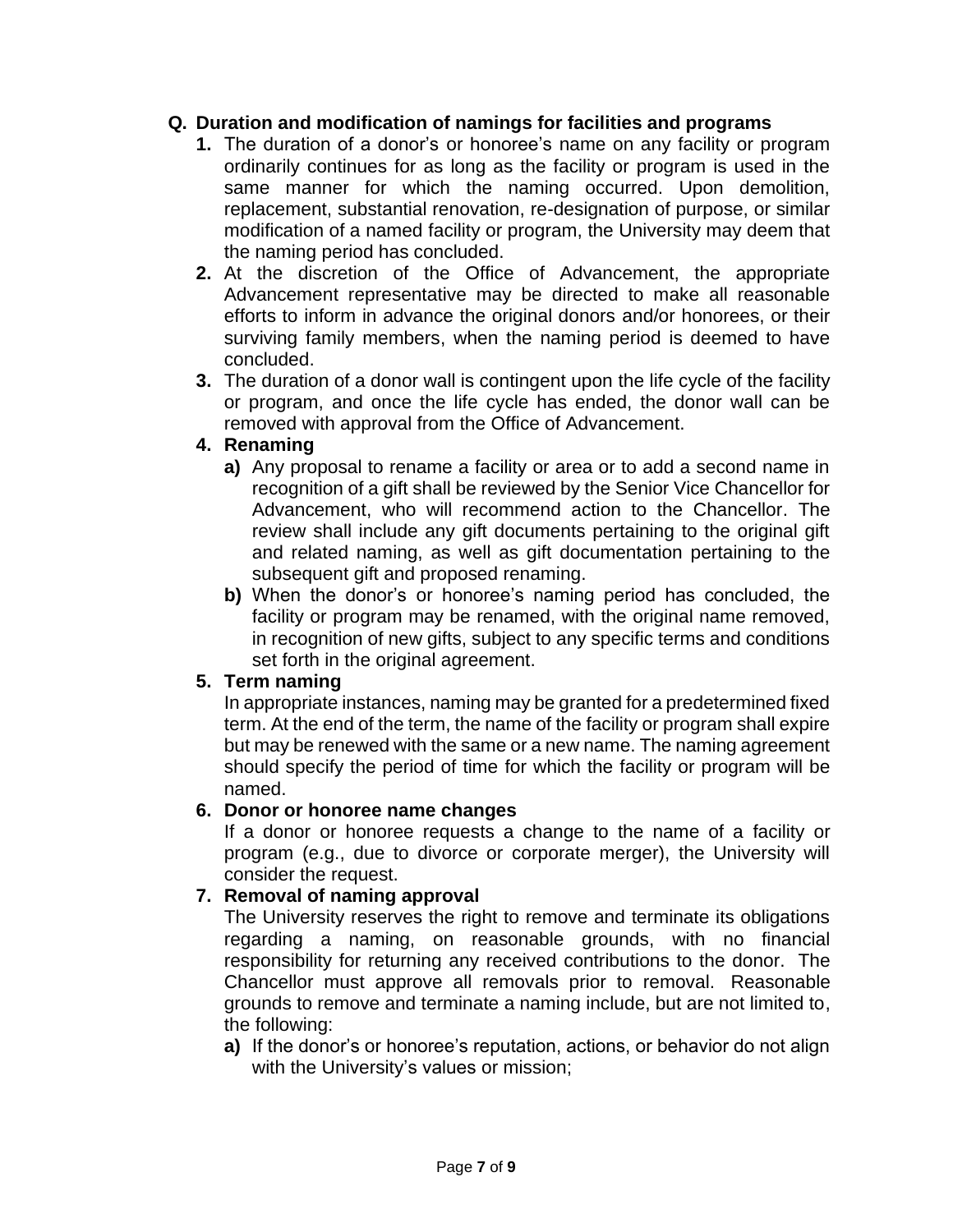**Q. Duration and modification of namings for facilities and programs**

1. The duration of a donor's or honoree's name on any facility or program ordinarily continues for as long as the facility or program is used in the same manner for which the naming occurred. Upon demolition, replacement, substantial renovation, re-designation of purpose, or similar modification of a named facility or program, the University may deem that the naming period has concluded.
2. At the discretion of the Office of Advancement, the appropriate Advancement representative may be directed to make all reasonable efforts to inform in advance the original donors and/or honorees, or their surviving family members, when the naming period is deemed to have concluded.
3. The duration of a donor wall is contingent upon the life cycle of the facility or program, and once the life cycle has ended, the donor wall can be removed with approval from the Office of Advancement.
4. **Renaming**
   - **a)** Any proposal to rename a facility or area or to add a second name in recognition of a gift shall be reviewed by the Senior Vice Chancellor for Advancement, who will recommend action to the Chancellor. The review shall include any gift documents pertaining to the original gift and related naming, as well as gift documentation pertaining to the subsequent gift and proposed renaming.
   - **b)** When the donor's or honoree's naming period has concluded, the facility or program may be renamed, with the original name removed, in recognition of new gifts, subject to any specific terms and conditions set forth in the original agreement.
5. **Term naming**

   In appropriate instances, naming may be granted for a predetermined fixed term. At the end of the term, the name of the facility or program shall expire but may be renewed with the same or a new name. The naming agreement should specify the period of time for which the facility or program will be named.
6. **Donor or honoree name changes**

   If a donor or honoree requests a change to the name of a facility or program (e.g., due to divorce or corporate merger), the University will consider the request.
7. **Removal of naming approval**

   The University reserves the right to remove and terminate its obligations regarding a naming, on reasonable grounds, with no financial responsibility for returning any received contributions to the donor. The Chancellor must approve all removals prior to removal. Reasonable grounds to remove and terminate a naming include, but are not limited to, the following:
   - **a)** If the donor's or honoree's reputation, actions, or behavior do not align with the University's values or mission;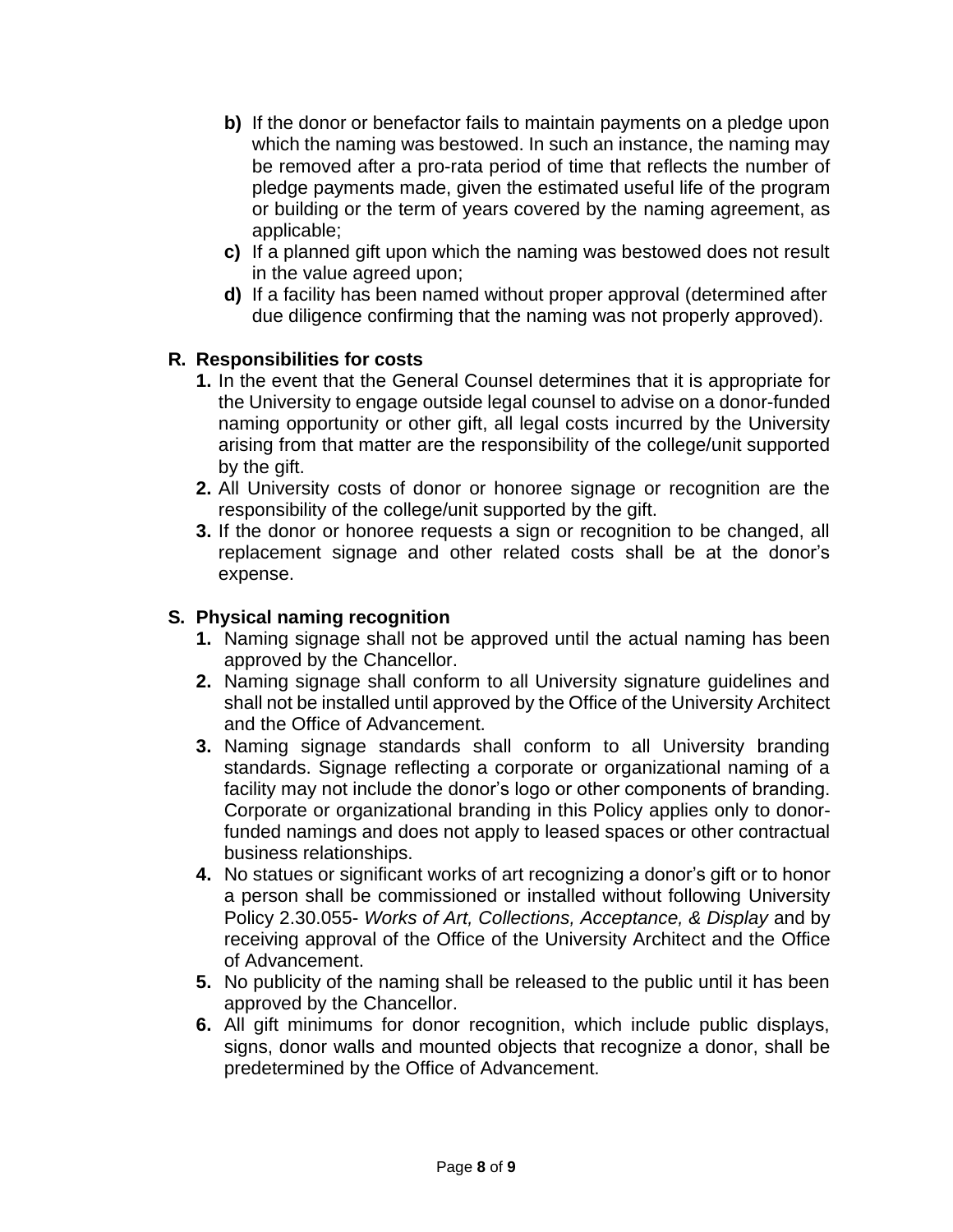**b)** If the donor or benefactor fails to maintain payments on a pledge upon which the naming was bestowed. In such an instance, the naming may be removed after a pro-rata period of time that reflects the number of pledge payments made, given the estimated useful life of the program or building or the term of years covered by the naming agreement, as applicable;

**c)** If a planned gift upon which the naming was bestowed does not result in the value agreed upon;

**d)** If a facility has been named without proper approval (determined after due diligence confirming that the naming was not properly approved).

### R. Responsibilities for costs

1. In the event that the General Counsel determines that it is appropriate for the University to engage outside legal counsel to advise on a donor-funded naming opportunity or other gift, all legal costs incurred by the University arising from that matter are the responsibility of the college/unit supported by the gift.
2. All University costs of donor or honoree signage or recognition are the responsibility of the college/unit supported by the gift.
3. If the donor or honoree requests a sign or recognition to be changed, all replacement signage and other related costs shall be at the donor's expense.

### S. Physical naming recognition

1. Naming signage shall not be approved until the actual naming has been approved by the Chancellor.
2. Naming signage shall conform to all University signature guidelines and shall not be installed until approved by the Office of the University Architect and the Office of Advancement.
3. Naming signage standards shall conform to all University branding standards. Signage reflecting a corporate or organizational naming of a facility may not include the donor's logo or other components of branding. Corporate or organizational branding in this Policy applies only to donor-funded namings and does not apply to leased spaces or other contractual business relationships.
4. No statues or significant works of art recognizing a donor's gift or to honor a person shall be commissioned or installed without following University Policy 2.30.055- *Works of Art, Collections, Acceptance, & Display* and by receiving approval of the Office of the University Architect and the Office of Advancement.
5. No publicity of the naming shall be released to the public until it has been approved by the Chancellor.
6. All gift minimums for donor recognition, which include public displays, signs, donor walls and mounted objects that recognize a donor, shall be predetermined by the Office of Advancement.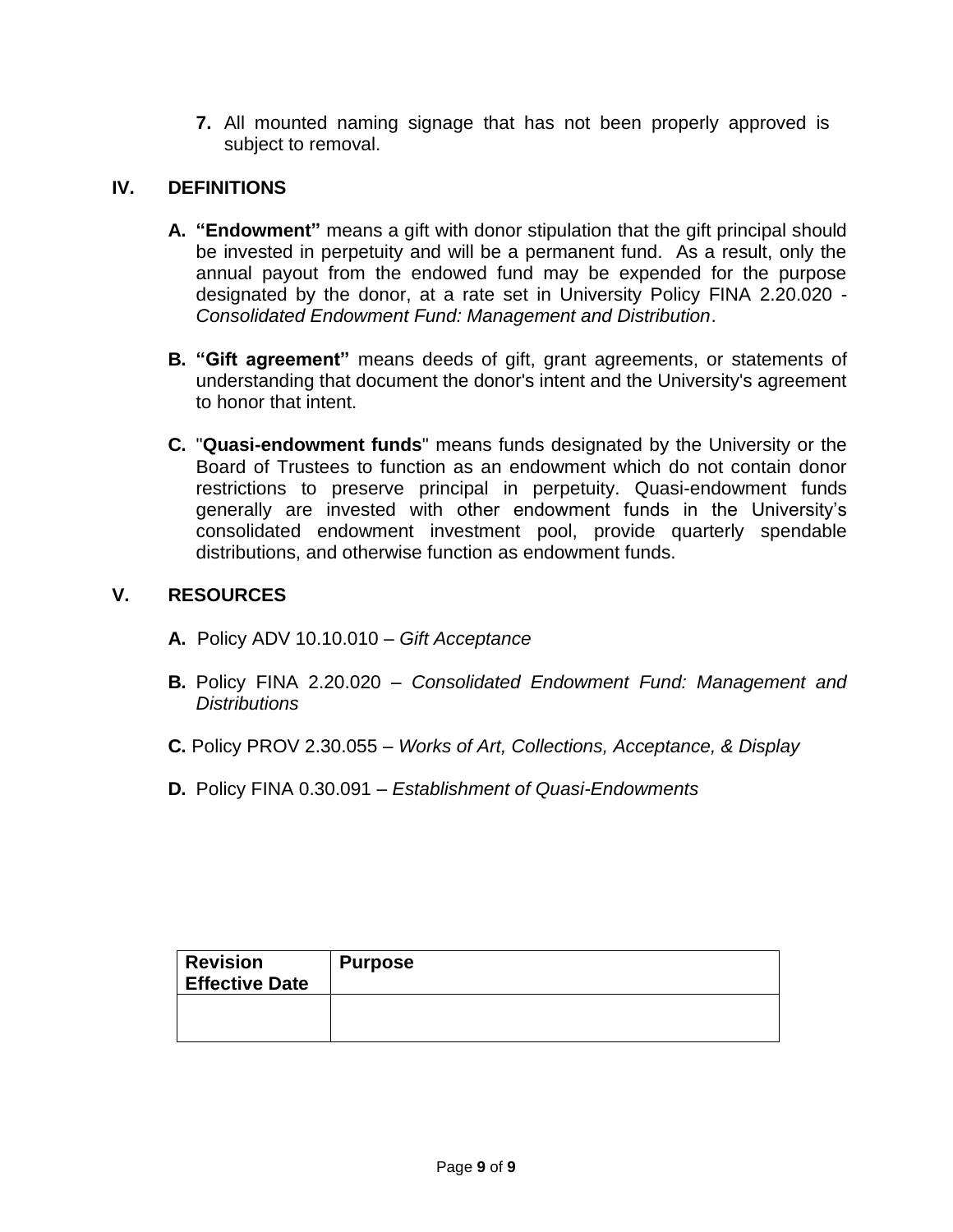7. All mounted naming signage that has not been properly approved is subject to removal.

## IV. DEFINITIONS

A. **"Endowment"** means a gift with donor stipulation that the gift principal should be invested in perpetuity and will be a permanent fund. As a result, only the annual payout from the endowed fund may be expended for the purpose designated by the donor, at a rate set in University Policy FINA 2.20.020 - *Consolidated Endowment Fund: Management and Distribution*.

B. **"Gift agreement"** means deeds of gift, grant agreements, or statements of understanding that document the donor's intent and the University's agreement to honor that intent.

C. "**Quasi-endowment funds**" means funds designated by the University or the Board of Trustees to function as an endowment which do not contain donor restrictions to preserve principal in perpetuity. Quasi-endowment funds generally are invested with other endowment funds in the University's consolidated endowment investment pool, provide quarterly spendable distributions, and otherwise function as endowment funds.

## V. RESOURCES

A. Policy ADV 10.10.010 – *Gift Acceptance*

B. Policy FINA 2.20.020 – *Consolidated Endowment Fund: Management and Distributions*

C. Policy PROV 2.30.055 – *Works of Art, Collections, Acceptance, & Display*

D. Policy FINA 0.30.091 – *Establishment of Quasi-Endowments*

| Revision Effective Date | Purpose |
|---|---|
| | |